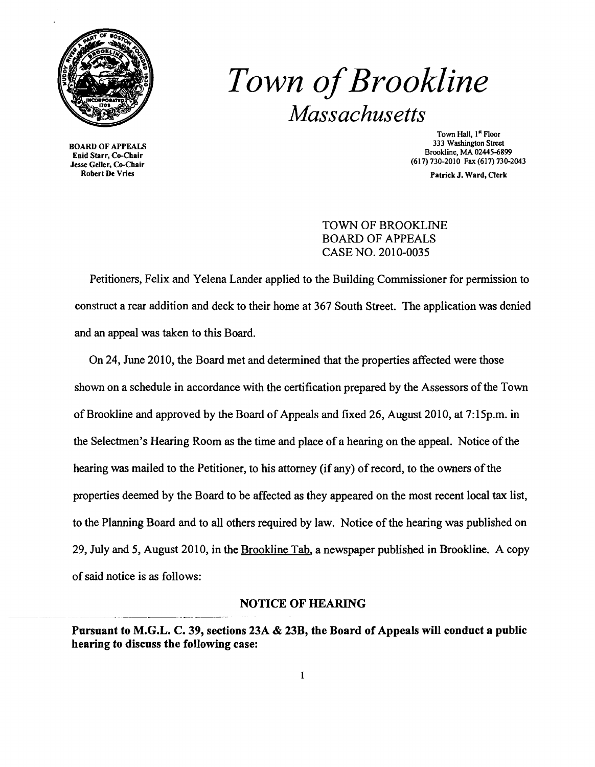# *Town of Brookline*

## *Massachusetts*

BOARD OF APPEALS
Enid Starr, Co-Chair
Jesse Geller, Co-Chair
Robert De Vries

Town Hall, 1st Floor
333 Washington Street
Brookline, MA 02445-6899
(617) 730-2010 Fax (617) 730-2043

Patrick J. Ward, Clerk

TOWN OF BROOKLINE
BOARD OF APPEALS
CASE NO. 2010-0035

Petitioners, Felix and Yelena Lander applied to the Building Commissioner for permission to construct a rear addition and deck to their home at 367 South Street. The application was denied and an appeal was taken to this Board.

On 24, June 2010, the Board met and determined that the properties affected were those shown on a schedule in accordance with the certification prepared by the Assessors of the Town of Brookline and approved by the Board of Appeals and fixed 26, August 2010, at 7:15p.m. in the Selectmen's Hearing Room as the time and place of a hearing on the appeal. Notice of the hearing was mailed to the Petitioner, to his attorney (if any) of record, to the owners of the properties deemed by the Board to be affected as they appeared on the most recent local tax list, to the Planning Board and to all others required by law. Notice of the hearing was published on 29, July and 5, August 2010, in the Brookline Tab, a newspaper published in Brookline. A copy of said notice is as follows:

**NOTICE OF HEARING**

**Pursuant to M.G.L. C. 39, sections 23A & 23B, the Board of Appeals will conduct a public hearing to discuss the following case:**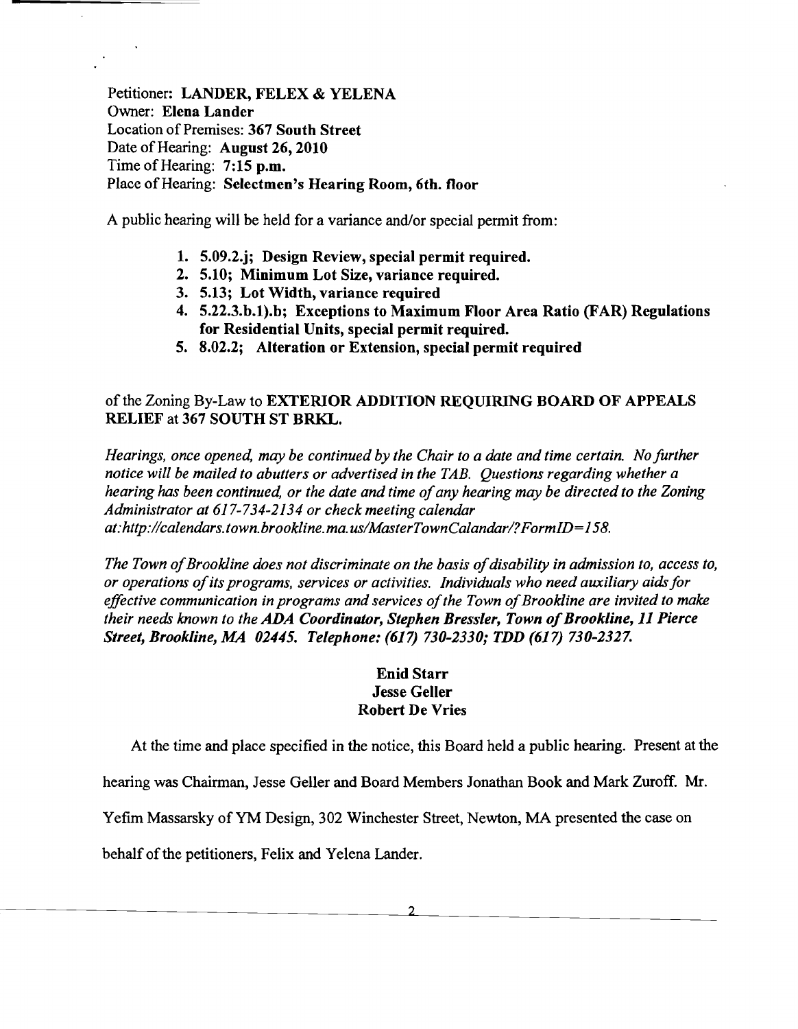Petitioner: **LANDER, FELEX & YELENA**
Owner: **Elena Lander**
Location of Premises: **367 South Street**
Date of Hearing: **August 26, 2010**
Time of Hearing: **7:15 p.m.**
Place of Hearing: **Selectmen's Hearing Room, 6th. floor**

A public hearing will be held for a variance and/or special permit from:

1. **5.09.2.j; Design Review, special permit required.**
2. **5.10; Minimum Lot Size, variance required.**
3. **5.13; Lot Width, variance required**
4. **5.22.3.b.1).b; Exceptions to Maximum Floor Area Ratio (FAR) Regulations for Residential Units, special permit required.**
5. **8.02.2; Alteration or Extension, special permit required**

of the Zoning By-Law to **EXTERIOR ADDITION REQUIRING BOARD OF APPEALS RELIEF** at **367 SOUTH ST BRKL.**

*Hearings, once opened, may be continued by the Chair to a date and time certain. No further notice will be mailed to abutters or advertised in the TAB. Questions regarding whether a hearing has been continued, or the date and time of any hearing may be directed to the Zoning Administrator at 617-734-2134 or check meeting calendar at:http://calendars.town.brookline.ma.us/MasterTownCalandar/?FormID=158.*

*The Town of Brookline does not discriminate on the basis of disability in admission to, access to, or operations of its programs, services or activities. Individuals who need auxiliary aids for effective communication in programs and services of the Town of Brookline are invited to make their needs known to the* ***ADA Coordinator, Stephen Bressler, Town of Brookline, 11 Pierce Street, Brookline, MA 02445. Telephone: (617) 730-2330; TDD (617) 730-2327.***

**Enid Starr**
**Jesse Geller**
**Robert De Vries**

At the time and place specified in the notice, this Board held a public hearing. Present at the hearing was Chairman, Jesse Geller and Board Members Jonathan Book and Mark Zuroff. Mr. Yefim Massarsky of YM Design, 302 Winchester Street, Newton, MA presented the case on behalf of the petitioners, Felix and Yelena Lander.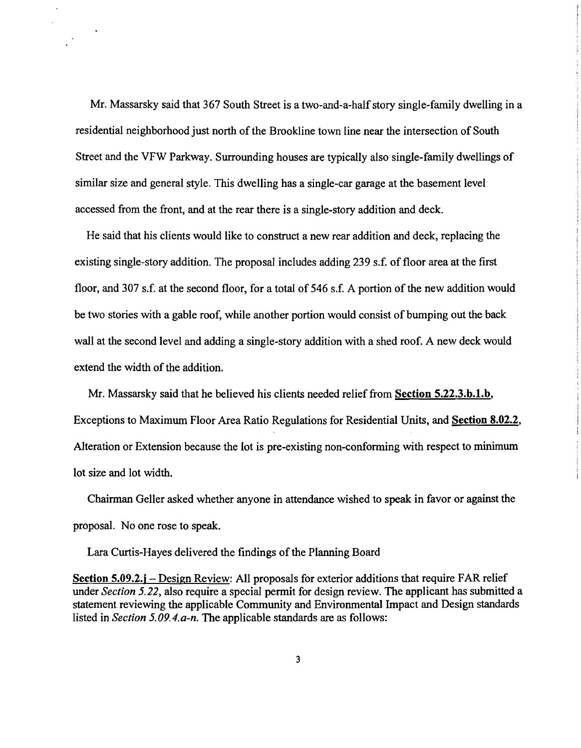Mr. Massarsky said that 367 South Street is a two-and-a-half story single-family dwelling in a residential neighborhood just north of the Brookline town line near the intersection of South Street and the VFW Parkway. Surrounding houses are typically also single-family dwellings of similar size and general style. This dwelling has a single-car garage at the basement level accessed from the front, and at the rear there is a single-story addition and deck.

He said that his clients would like to construct a new rear addition and deck, replacing the existing single-story addition. The proposal includes adding 239 s.f. of floor area at the first floor, and 307 s.f. at the second floor, for a total of 546 s.f. A portion of the new addition would be two stories with a gable roof, while another portion would consist of bumping out the back wall at the second level and adding a single-story addition with a shed roof. A new deck would extend the width of the addition.

Mr. Massarsky said that he believed his clients needed relief from **Section 5.22.3.b.1.b**, Exceptions to Maximum Floor Area Ratio Regulations for Residential Units, and **Section 8.02.2**, Alteration or Extension because the lot is pre-existing non-conforming with respect to minimum lot size and lot width.

Chairman Geller asked whether anyone in attendance wished to speak in favor or against the proposal. No one rose to speak.

Lara Curtis-Hayes delivered the findings of the Planning Board

**Section 5.09.2.j** – Design Review: All proposals for exterior additions that require FAR relief under *Section 5.22*, also require a special permit for design review. The applicant has submitted a statement reviewing the applicable Community and Environmental Impact and Design standards listed in *Section 5.09.4.a-n*. The applicable standards are as follows: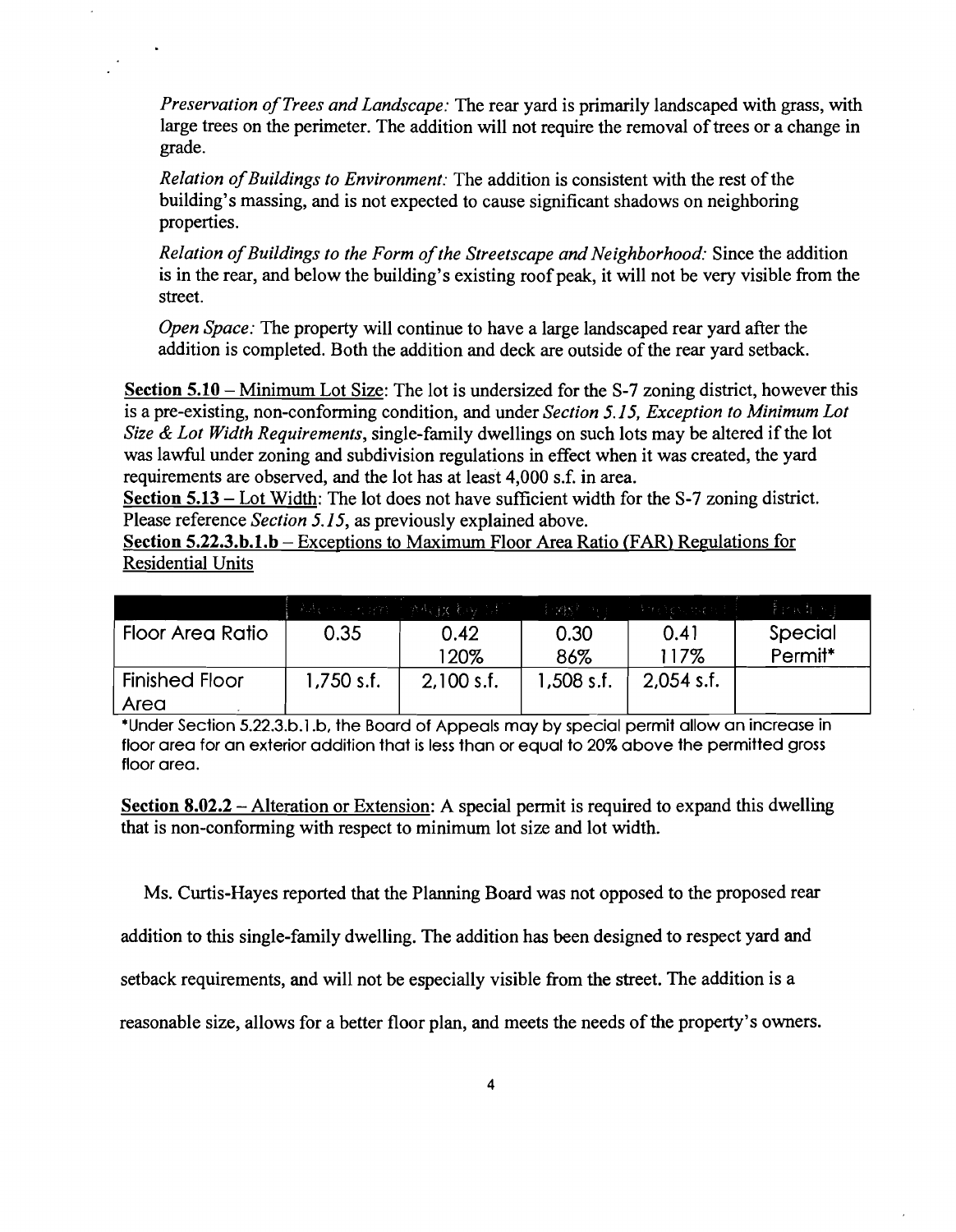*Preservation of Trees and Landscape:* The rear yard is primarily landscaped with grass, with large trees on the perimeter. The addition will not require the removal of trees or a change in grade.

*Relation of Buildings to Environment:* The addition is consistent with the rest of the building's massing, and is not expected to cause significant shadows on neighboring properties.

*Relation of Buildings to the Form of the Streetscape and Neighborhood:* Since the addition is in the rear, and below the building's existing roof peak, it will not be very visible from the street.

*Open Space:* The property will continue to have a large landscaped rear yard after the addition is completed. Both the addition and deck are outside of the rear yard setback.

**Section 5.10** – Minimum Lot Size: The lot is undersized for the S-7 zoning district, however this is a pre-existing, non-conforming condition, and under *Section 5.15, Exception to Minimum Lot Size & Lot Width Requirements*, single-family dwellings on such lots may be altered if the lot was lawful under zoning and subdivision regulations in effect when it was created, the yard requirements are observed, and the lot has at least 4,000 s.f. in area.

**Section 5.13** – Lot Width: The lot does not have sufficient width for the S-7 zoning district. Please reference *Section 5.15*, as previously explained above.

**Section 5.22.3.b.1.b** – Exceptions to Maximum Floor Area Ratio (FAR) Regulations for Residential Units

| | Allowed | Max by SP | Existing | Proposed | Finding |
|---|---|---|---|---|---|
| Floor Area Ratio | 0.35 | 0.42<br>120% | 0.30<br>86% | 0.41<br>117% | Special Permit* |
| Finished Floor Area | 1,750 s.f. | 2,100 s.f. | 1,508 s.f. | 2,054 s.f. | |

*Under Section 5.22.3.b.1.b, the Board of Appeals may by special permit allow an increase in floor area for an exterior addition that is less than or equal to 20% above the permitted gross floor area.

**Section 8.02.2** – Alteration or Extension: A special permit is required to expand this dwelling that is non-conforming with respect to minimum lot size and lot width.

Ms. Curtis-Hayes reported that the Planning Board was not opposed to the proposed rear addition to this single-family dwelling. The addition has been designed to respect yard and setback requirements, and will not be especially visible from the street. The addition is a reasonable size, allows for a better floor plan, and meets the needs of the property's owners.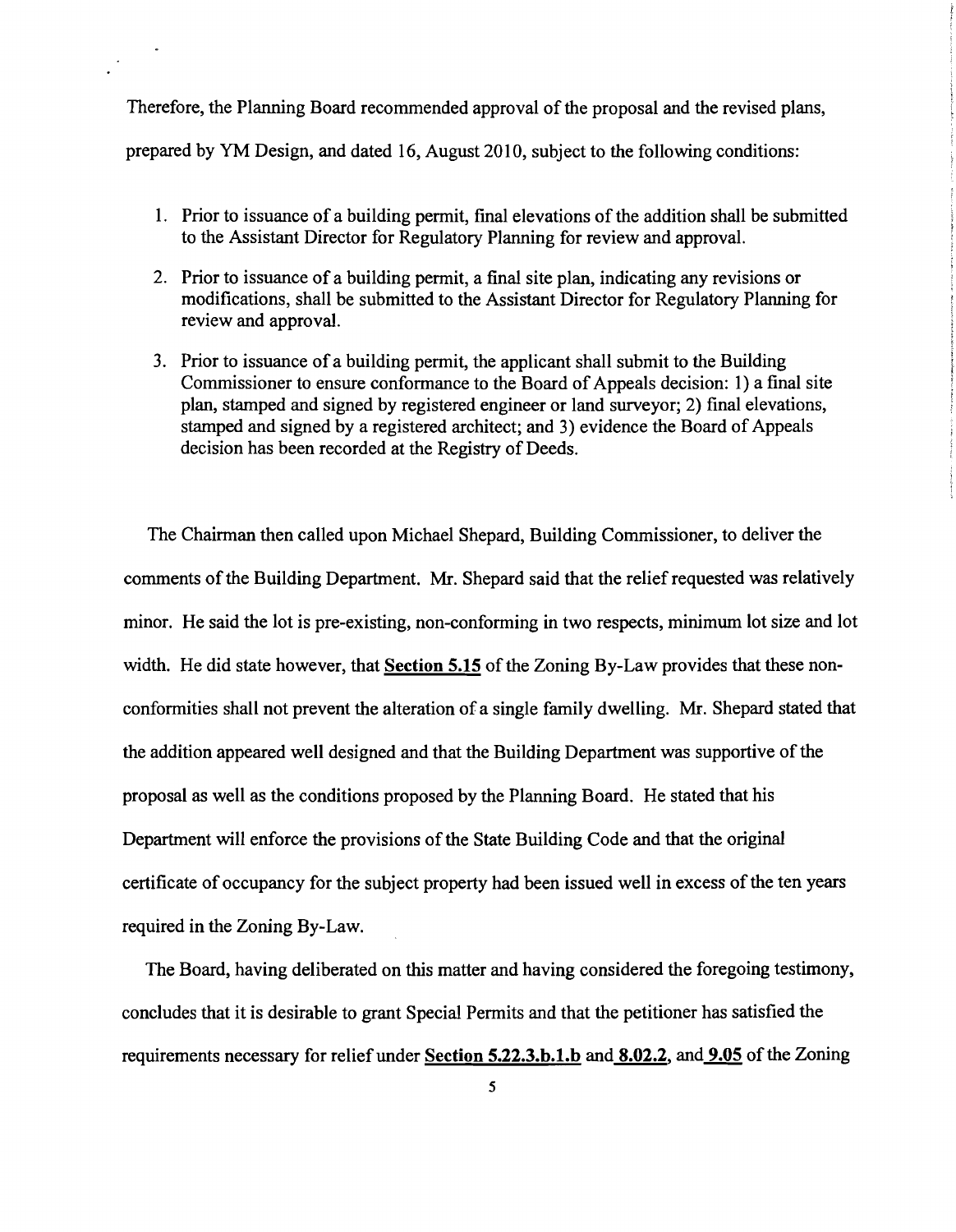Therefore, the Planning Board recommended approval of the proposal and the revised plans, prepared by YM Design, and dated 16, August 2010, subject to the following conditions:

1. Prior to issuance of a building permit, final elevations of the addition shall be submitted to the Assistant Director for Regulatory Planning for review and approval.
2. Prior to issuance of a building permit, a final site plan, indicating any revisions or modifications, shall be submitted to the Assistant Director for Regulatory Planning for review and approval.
3. Prior to issuance of a building permit, the applicant shall submit to the Building Commissioner to ensure conformance to the Board of Appeals decision: 1) a final site plan, stamped and signed by registered engineer or land surveyor; 2) final elevations, stamped and signed by a registered architect; and 3) evidence the Board of Appeals decision has been recorded at the Registry of Deeds.

The Chairman then called upon Michael Shepard, Building Commissioner, to deliver the comments of the Building Department. Mr. Shepard said that the relief requested was relatively minor. He said the lot is pre-existing, non-conforming in two respects, minimum lot size and lot width. He did state however, that **Section 5.15** of the Zoning By-Law provides that these non-conformities shall not prevent the alteration of a single family dwelling. Mr. Shepard stated that the addition appeared well designed and that the Building Department was supportive of the proposal as well as the conditions proposed by the Planning Board. He stated that his Department will enforce the provisions of the State Building Code and that the original certificate of occupancy for the subject property had been issued well in excess of the ten years required in the Zoning By-Law.

The Board, having deliberated on this matter and having considered the foregoing testimony, concludes that it is desirable to grant Special Permits and that the petitioner has satisfied the requirements necessary for relief under **Section 5.22.3.b.1.b** and **8.02.2**, and **9.05** of the Zoning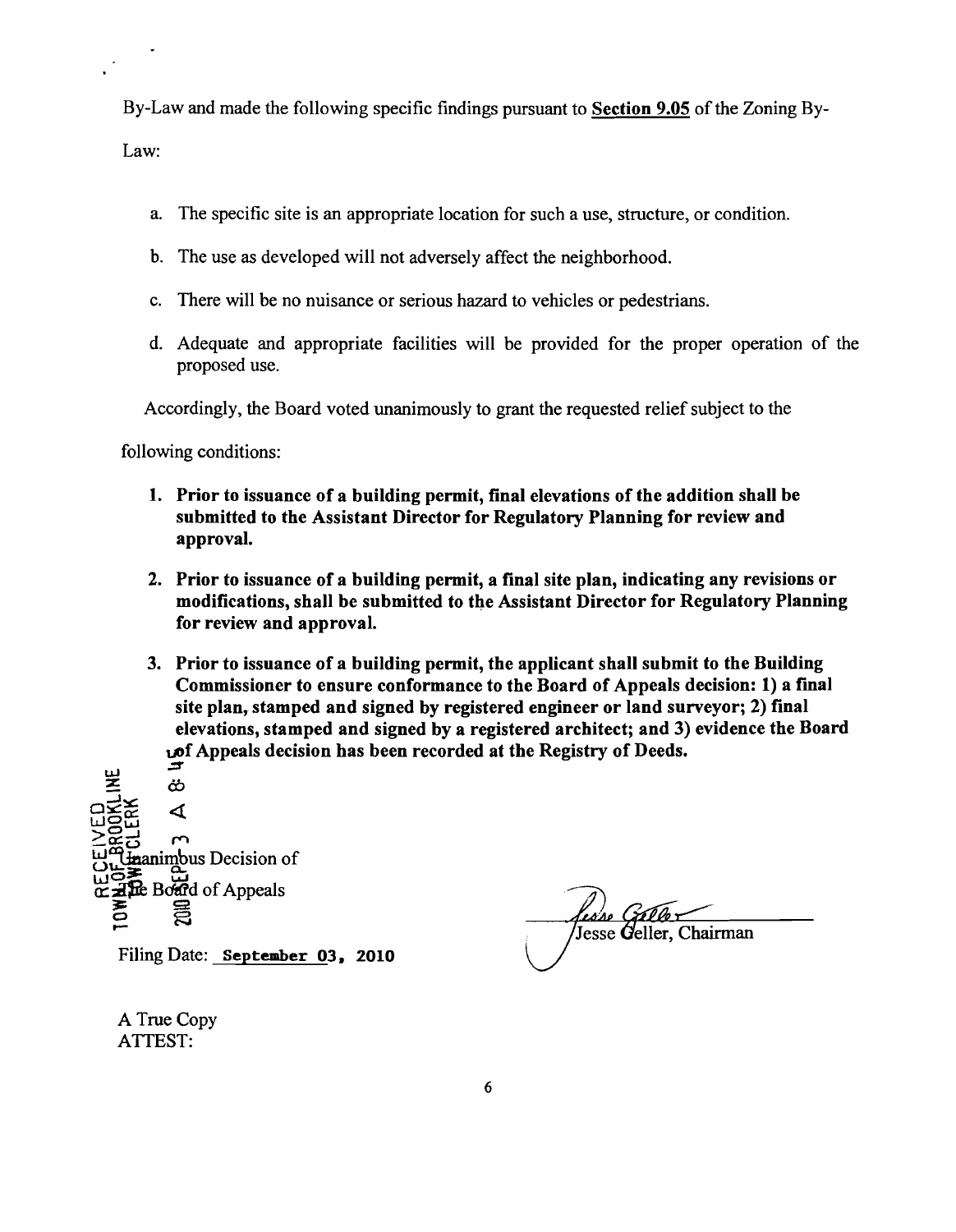By-Law and made the following specific findings pursuant to **Section 9.05** of the Zoning By-Law:

a. The specific site is an appropriate location for such a use, structure, or condition.

b. The use as developed will not adversely affect the neighborhood.

c. There will be no nuisance or serious hazard to vehicles or pedestrians.

d. Adequate and appropriate facilities will be provided for the proper operation of the proposed use.

Accordingly, the Board voted unanimously to grant the requested relief subject to the following conditions:

1. **Prior to issuance of a building permit, final elevations of the addition shall be submitted to the Assistant Director for Regulatory Planning for review and approval.**

2. **Prior to issuance of a building permit, a final site plan, indicating any revisions or modifications, shall be submitted to the Assistant Director for Regulatory Planning for review and approval.**

3. **Prior to issuance of a building permit, the applicant shall submit to the Building Commissioner to ensure conformance to the Board of Appeals decision: 1) a final site plan, stamped and signed by registered engineer or land surveyor; 2) final elevations, stamped and signed by a registered architect; and 3) evidence the Board of Appeals decision has been recorded at the Registry of Deeds.**

RECEIVED TOWN OF BROOKLINE TOWN CLERK 2010 SEP -3 A 8:45

Unanimous Decision of The Board of Appeals

Jesse Geller, Chairman

Filing Date: September 03, 2010

A True Copy
ATTEST: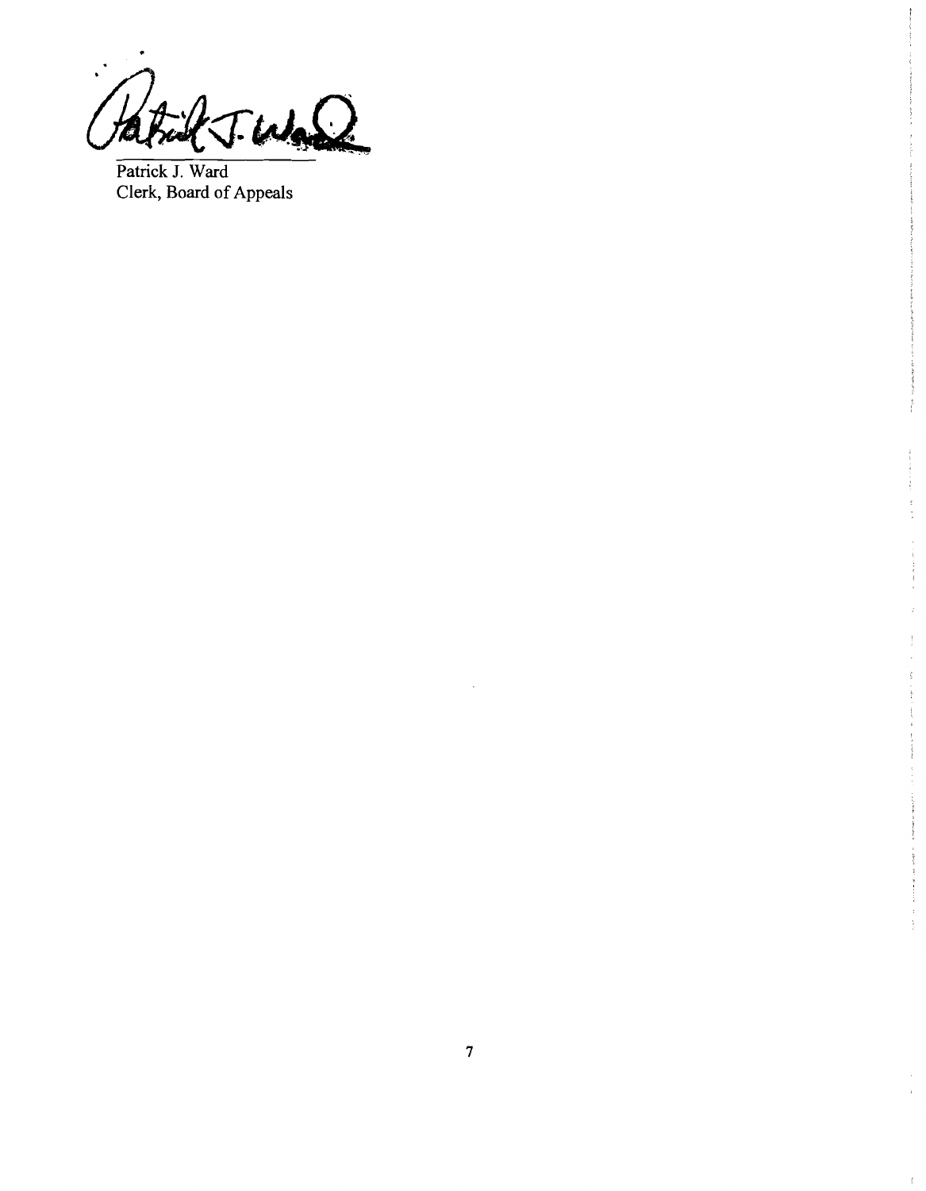Patrick J. Ward  
Clerk, Board of Appeals